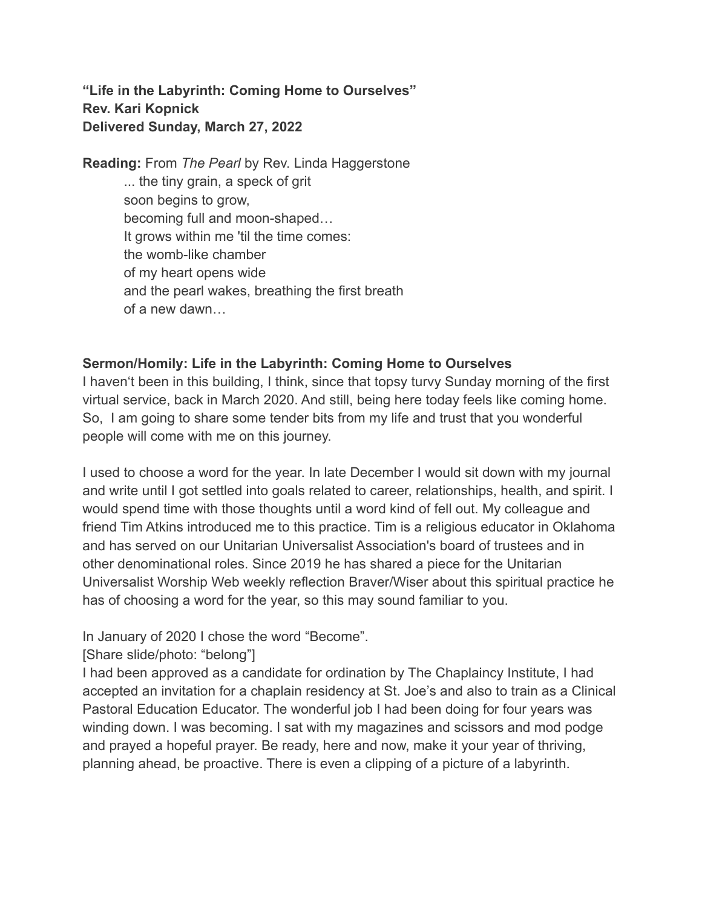**"Life in the Labyrinth: Coming Home to Ourselves"**
**Rev. Kari Kopnick**
**Delivered Sunday, March 27, 2022**

**Reading:** From *The Pearl* by Rev. Linda Haggerstone

> ... the tiny grain, a speck of grit
> soon begins to grow,
> becoming full and moon-shaped…
> It grows within me 'til the time comes:
> the womb-like chamber
> of my heart opens wide
> and the pearl wakes, breathing the first breath
> of a new dawn…

**Sermon/Homily: Life in the Labyrinth: Coming Home to Ourselves**

I haven't been in this building, I think, since that topsy turvy Sunday morning of the first virtual service, back in March 2020. And still, being here today feels like coming home. So, I am going to share some tender bits from my life and trust that you wonderful people will come with me on this journey.

I used to choose a word for the year. In late December I would sit down with my journal and write until I got settled into goals related to career, relationships, health, and spirit. I would spend time with those thoughts until a word kind of fell out. My colleague and friend Tim Atkins introduced me to this practice. Tim is a religious educator in Oklahoma and has served on our Unitarian Universalist Association's board of trustees and in other denominational roles. Since 2019 he has shared a piece for the Unitarian Universalist Worship Web weekly reflection Braver/Wiser about this spiritual practice he has of choosing a word for the year, so this may sound familiar to you.

In January of 2020 I chose the word "Become".
[Share slide/photo: "belong"]
I had been approved as a candidate for ordination by The Chaplaincy Institute, I had accepted an invitation for a chaplain residency at St. Joe's and also to train as a Clinical Pastoral Education Educator. The wonderful job I had been doing for four years was winding down. I was becoming. I sat with my magazines and scissors and mod podge and prayed a hopeful prayer. Be ready, here and now, make it your year of thriving, planning ahead, be proactive. There is even a clipping of a picture of a labyrinth.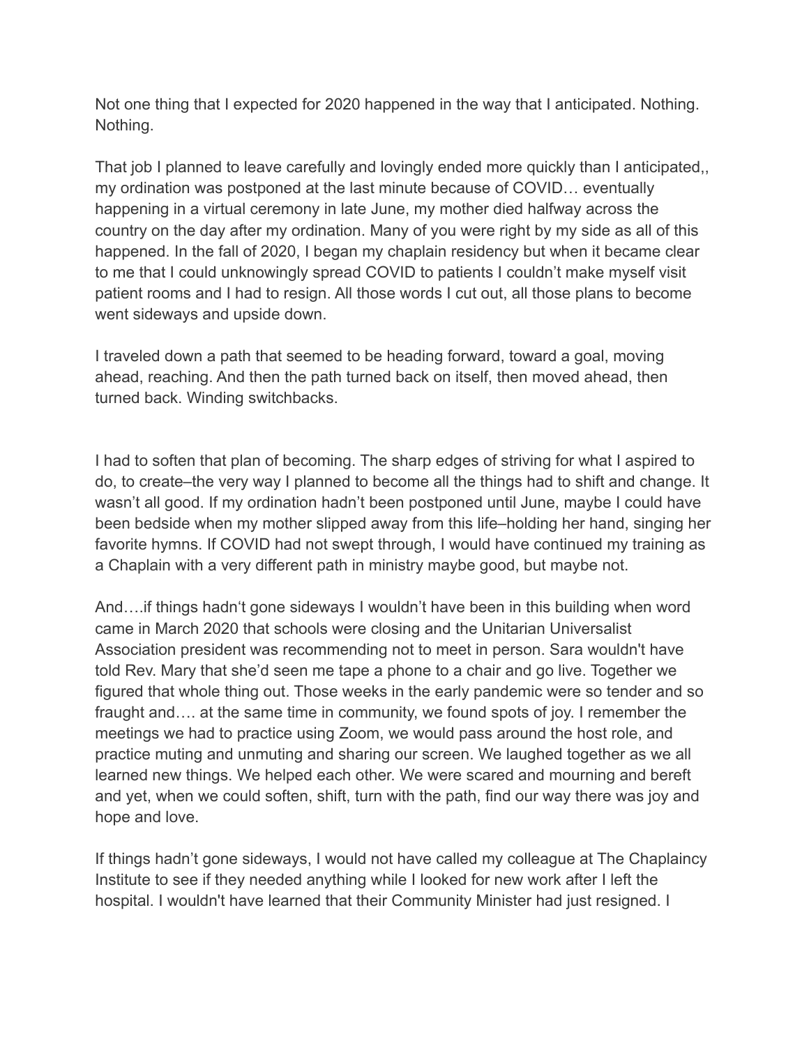Not one thing that I expected for 2020 happened in the way that I anticipated. Nothing. Nothing.

That job I planned to leave carefully and lovingly ended more quickly than I anticipated,, my ordination was postponed at the last minute because of COVID… eventually happening in a virtual ceremony in late June, my mother died halfway across the country on the day after my ordination. Many of you were right by my side as all of this happened. In the fall of 2020, I began my chaplain residency but when it became clear to me that I could unknowingly spread COVID to patients I couldn't make myself visit patient rooms and I had to resign. All those words I cut out, all those plans to become went sideways and upside down.

I traveled down a path that seemed to be heading forward, toward a goal, moving ahead, reaching. And then the path turned back on itself, then moved ahead, then turned back. Winding switchbacks.

I had to soften that plan of becoming. The sharp edges of striving for what I aspired to do, to create–the very way I planned to become all the things had to shift and change. It wasn't all good. If my ordination hadn't been postponed until June, maybe I could have been bedside when my mother slipped away from this life–holding her hand, singing her favorite hymns. If COVID had not swept through, I would have continued my training as a Chaplain with a very different path in ministry maybe good, but maybe not.

And….if things hadn't gone sideways I wouldn't have been in this building when word came in March 2020 that schools were closing and the Unitarian Universalist Association president was recommending not to meet in person. Sara wouldn't have told Rev. Mary that she'd seen me tape a phone to a chair and go live. Together we figured that whole thing out. Those weeks in the early pandemic were so tender and so fraught and…. at the same time in community, we found spots of joy. I remember the meetings we had to practice using Zoom, we would pass around the host role, and practice muting and unmuting and sharing our screen. We laughed together as we all learned new things. We helped each other. We were scared and mourning and bereft and yet, when we could soften, shift, turn with the path, find our way there was joy and hope and love.

If things hadn't gone sideways, I would not have called my colleague at The Chaplaincy Institute to see if they needed anything while I looked for new work after I left the hospital. I wouldn't have learned that their Community Minister had just resigned. I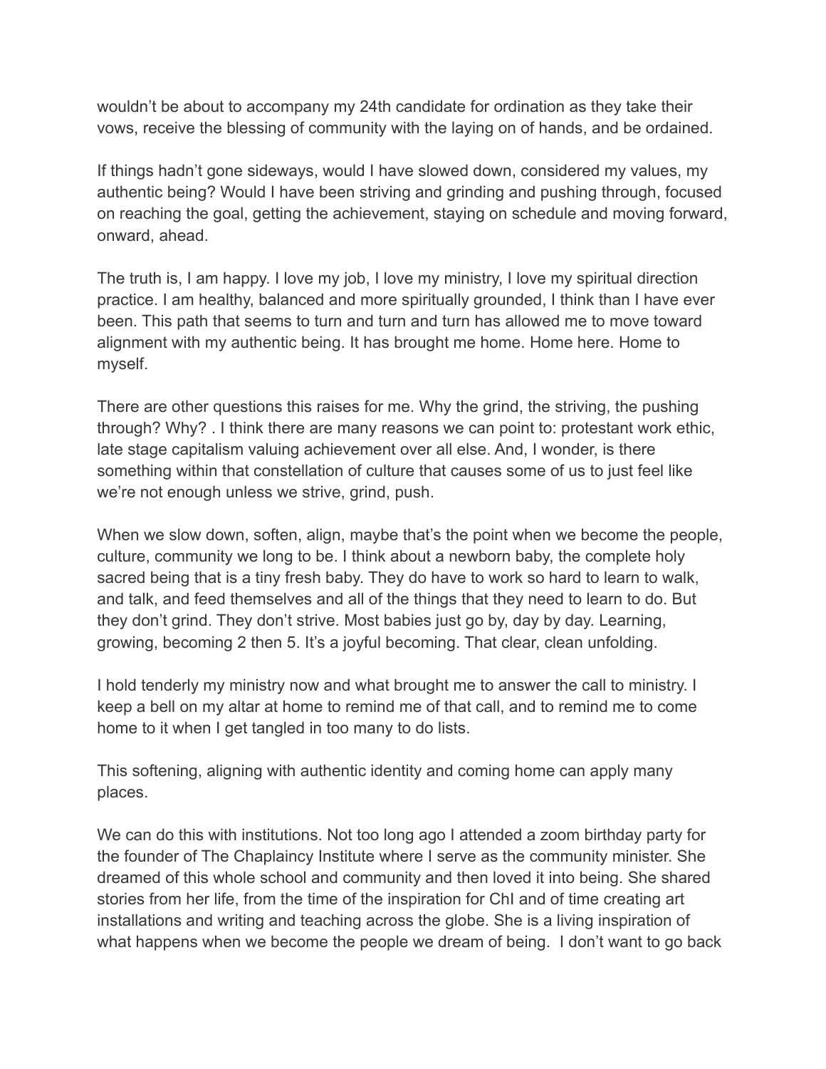wouldn't be about to accompany my 24th candidate for ordination as they take their vows, receive the blessing of community with the laying on of hands, and be ordained.

If things hadn't gone sideways, would I have slowed down, considered my values, my authentic being? Would I have been striving and grinding and pushing through, focused on reaching the goal, getting the achievement, staying on schedule and moving forward, onward, ahead.

The truth is, I am happy. I love my job, I love my ministry, I love my spiritual direction practice. I am healthy, balanced and more spiritually grounded, I think than I have ever been. This path that seems to turn and turn and turn has allowed me to move toward alignment with my authentic being. It has brought me home. Home here. Home to myself.

There are other questions this raises for me. Why the grind, the striving, the pushing through? Why? . I think there are many reasons we can point to: protestant work ethic, late stage capitalism valuing achievement over all else. And, I wonder, is there something within that constellation of culture that causes some of us to just feel like we're not enough unless we strive, grind, push.

When we slow down, soften, align, maybe that's the point when we become the people, culture, community we long to be. I think about a newborn baby, the complete holy sacred being that is a tiny fresh baby. They do have to work so hard to learn to walk, and talk, and feed themselves and all of the things that they need to learn to do. But they don't grind. They don't strive. Most babies just go by, day by day. Learning, growing, becoming 2 then 5. It's a joyful becoming. That clear, clean unfolding.

I hold tenderly my ministry now and what brought me to answer the call to ministry. I keep a bell on my altar at home to remind me of that call, and to remind me to come home to it when I get tangled in too many to do lists.

This softening, aligning with authentic identity and coming home can apply many places.

We can do this with institutions. Not too long ago I attended a zoom birthday party for the founder of The Chaplaincy Institute where I serve as the community minister. She dreamed of this whole school and community and then loved it into being. She shared stories from her life, from the time of the inspiration for ChI and of time creating art installations and writing and teaching across the globe. She is a living inspiration of what happens when we become the people we dream of being. I don't want to go back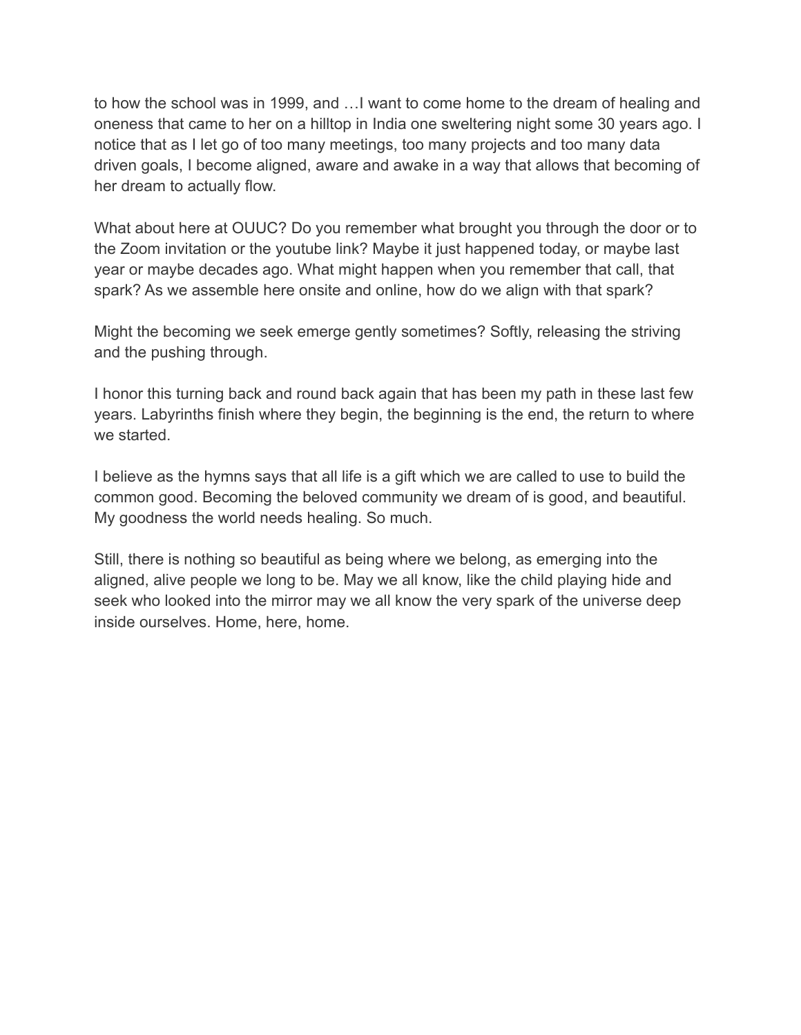to how the school was in 1999, and …I want to come home to the dream of healing and oneness that came to her on a hilltop in India one sweltering night some 30 years ago. I notice that as I let go of too many meetings, too many projects and too many data driven goals, I become aligned, aware and awake in a way that allows that becoming of her dream to actually flow.

What about here at OUUC? Do you remember what brought you through the door or to the Zoom invitation or the youtube link? Maybe it just happened today, or maybe last year or maybe decades ago. What might happen when you remember that call, that spark? As we assemble here onsite and online, how do we align with that spark?

Might the becoming we seek emerge gently sometimes? Softly, releasing the striving and the pushing through.

I honor this turning back and round back again that has been my path in these last few years. Labyrinths finish where they begin, the beginning is the end, the return to where we started.

I believe as the hymns says that all life is a gift which we are called to use to build the common good. Becoming the beloved community we dream of is good, and beautiful. My goodness the world needs healing. So much.

Still, there is nothing so beautiful as being where we belong, as emerging into the aligned, alive people we long to be. May we all know, like the child playing hide and seek who looked into the mirror may we all know the very spark of the universe deep inside ourselves. Home, here, home.